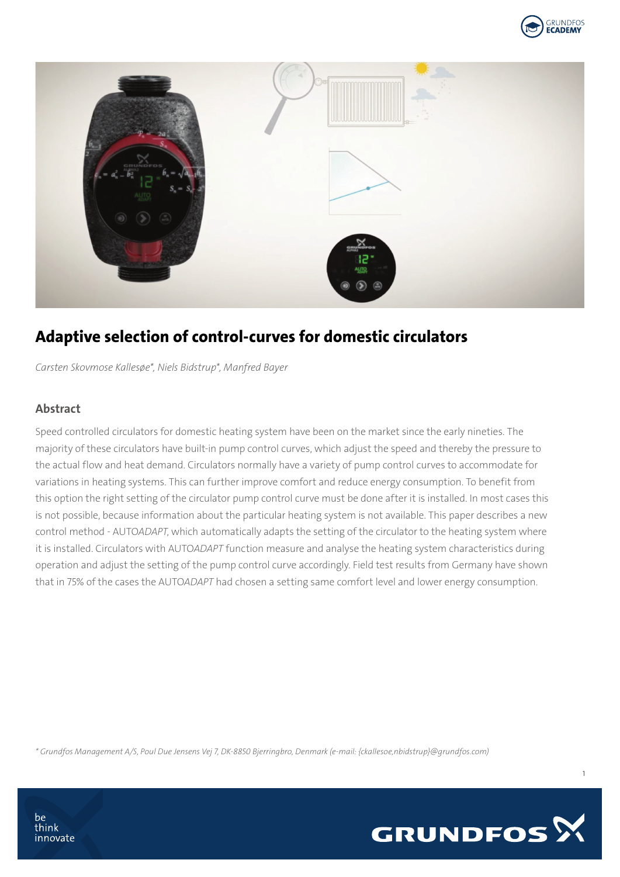# Adaptive selection of control-curves for domestic circulators

*Carsten Skovmose Kallesøe\*, Niels Bidstrup\*, Manfred Bayer*

## Abstract

Speed controlled circulators for domestic heating system have been on the market since the early nineties. The majority of these circulators have built-in pump control curves, which adjust the speed and thereby the pressure to the actual flow and heat demand. Circulators normally have a variety of pump control curves to accommodate for variations in heating systems. This can further improve comfort and reduce energy consumption. To benefit from this option the right setting of the circulator pump control curve must be done after it is installed. In most cases this is not possible, because information about the particular heating system is not available. This paper describes a new control method - AUTO*ADAPT*, which automatically adapts the setting of the circulator to the heating system where it is installed. Circulators with AUTO*ADAPT* function measure and analyse the heating system characteristics during operation and adjust the setting of the pump control curve accordingly. Field test results from Germany have shown that in 75% of the cases the AUTO*ADAPT* had chosen a setting same comfort level and lower energy consumption.

*\* Grundfos Management A/S, Poul Due Jensens Vej 7, DK-8850 Bjerringbro, Denmark (e-mail: {ckallesoe,nbidstrup}@grundfos.com)*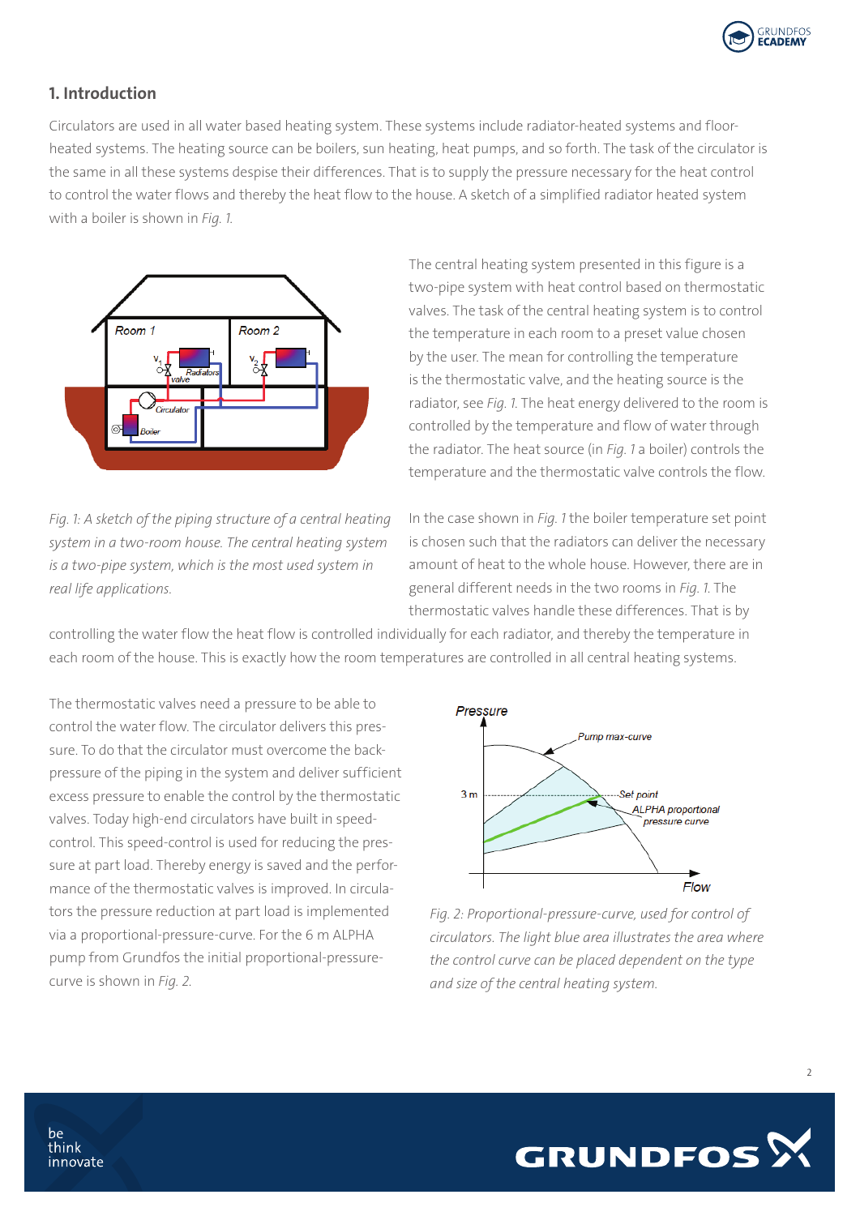## 1. Introduction

Circulators are used in all water based heating system. These systems include radiator-heated systems and floor-heated systems. The heating source can be boilers, sun heating, heat pumps, and so forth. The task of the circulator is the same in all these systems despise their differences. That is to supply the pressure necessary for the heat control to control the water flows and thereby the heat flow to the house. A sketch of a simplified radiator heated system with a boiler is shown in *Fig. 1*.

*Fig. 1: A sketch of the piping structure of a central heating system in a two-room house. The central heating system is a two-pipe system, which is the most used system in real life applications.*

The central heating system presented in this figure is a two-pipe system with heat control based on thermostatic valves. The task of the central heating system is to control the temperature in each room to a preset value chosen by the user. The mean for controlling the temperature is the thermostatic valve, and the heating source is the radiator, see *Fig. 1*. The heat energy delivered to the room is controlled by the temperature and flow of water through the radiator. The heat source (in *Fig. 1* a boiler) controls the temperature and the thermostatic valve controls the flow.

In the case shown in *Fig. 1* the boiler temperature set point is chosen such that the radiators can deliver the necessary amount of heat to the whole house. However, there are in general different needs in the two rooms in *Fig. 1*. The thermostatic valves handle these differences. That is by controlling the water flow the heat flow is controlled individually for each radiator, and thereby the temperature in each room of the house. This is exactly how the room temperatures are controlled in all central heating systems.

The thermostatic valves need a pressure to be able to control the water flow. The circulator delivers this pressure. To do that the circulator must overcome the back-pressure of the piping in the system and deliver sufficient excess pressure to enable the control by the thermostatic valves. Today high-end circulators have built in speed-control. This speed-control is used for reducing the pressure at part load. Thereby energy is saved and the performance of the thermostatic valves is improved. In circulators the pressure reduction at part load is implemented via a proportional-pressure-curve. For the 6 m ALPHA pump from Grundfos the initial proportional-pressure-curve is shown in *Fig. 2*.

*Fig. 2: Proportional-pressure-curve, used for control of circulators. The light blue area illustrates the area where the control curve can be placed dependent on the type and size of the central heating system.*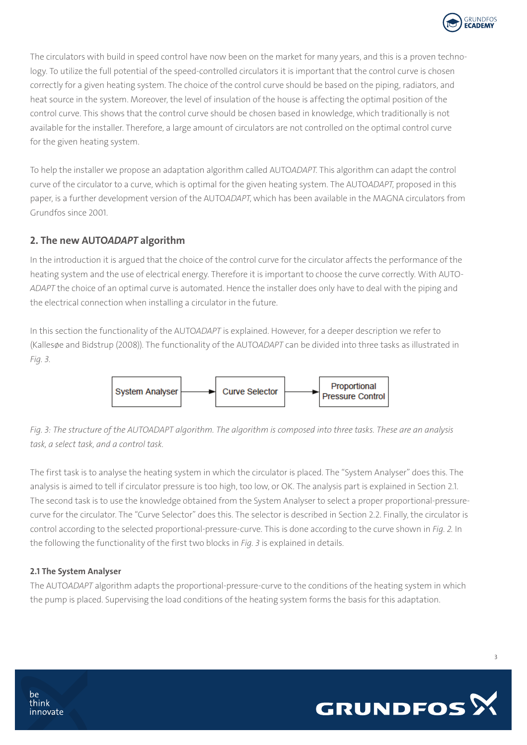The circulators with build in speed control have now been on the market for many years, and this is a proven technology. To utilize the full potential of the speed-controlled circulators it is important that the control curve is chosen correctly for a given heating system. The choice of the control curve should be based on the piping, radiators, and heat source in the system. Moreover, the level of insulation of the house is affecting the optimal position of the control curve. This shows that the control curve should be chosen based in knowledge, which traditionally is not available for the installer. Therefore, a large amount of circulators are not controlled on the optimal control curve for the given heating system.

To help the installer we propose an adaptation algorithm called AUTO*ADAPT*. This algorithm can adapt the control curve of the circulator to a curve, which is optimal for the given heating system. The AUTO*ADAPT*, proposed in this paper, is a further development version of the AUTO*ADAPT*, which has been available in the MAGNA circulators from Grundfos since 2001.

## 2. The new AUTO*ADAPT* algorithm

In the introduction it is argued that the choice of the control curve for the circulator affects the performance of the heating system and the use of electrical energy. Therefore it is important to choose the curve correctly. With AUTO*ADAPT* the choice of an optimal curve is automated. Hence the installer does only have to deal with the piping and the electrical connection when installing a circulator in the future.

In this section the functionality of the AUTO*ADAPT* is explained. However, for a deeper description we refer to (Kallesøe and Bidstrup (2008)). The functionality of the AUTO*ADAPT* can be divided into three tasks as illustrated in *Fig. 3*.

System Analyser → Curve Selector → Proportional Pressure Control

*Fig. 3: The structure of the AUTOADAPT algorithm. The algorithm is composed into three tasks. These are an analysis task, a select task, and a control task.*

The first task is to analyse the heating system in which the circulator is placed. The "System Analyser" does this. The analysis is aimed to tell if circulator pressure is too high, too low, or OK. The analysis part is explained in Section 2.1. The second task is to use the knowledge obtained from the System Analyser to select a proper proportional-pressure-curve for the circulator. The "Curve Selector" does this. The selector is described in Section 2.2. Finally, the circulator is control according to the selected proportional-pressure-curve. This is done according to the curve shown in *Fig. 2*. In the following the functionality of the first two blocks in *Fig. 3* is explained in details.

#### 2.1 The System Analyser

The AUTO*ADAPT* algorithm adapts the proportional-pressure-curve to the conditions of the heating system in which the pump is placed. Supervising the load conditions of the heating system forms the basis for this adaptation.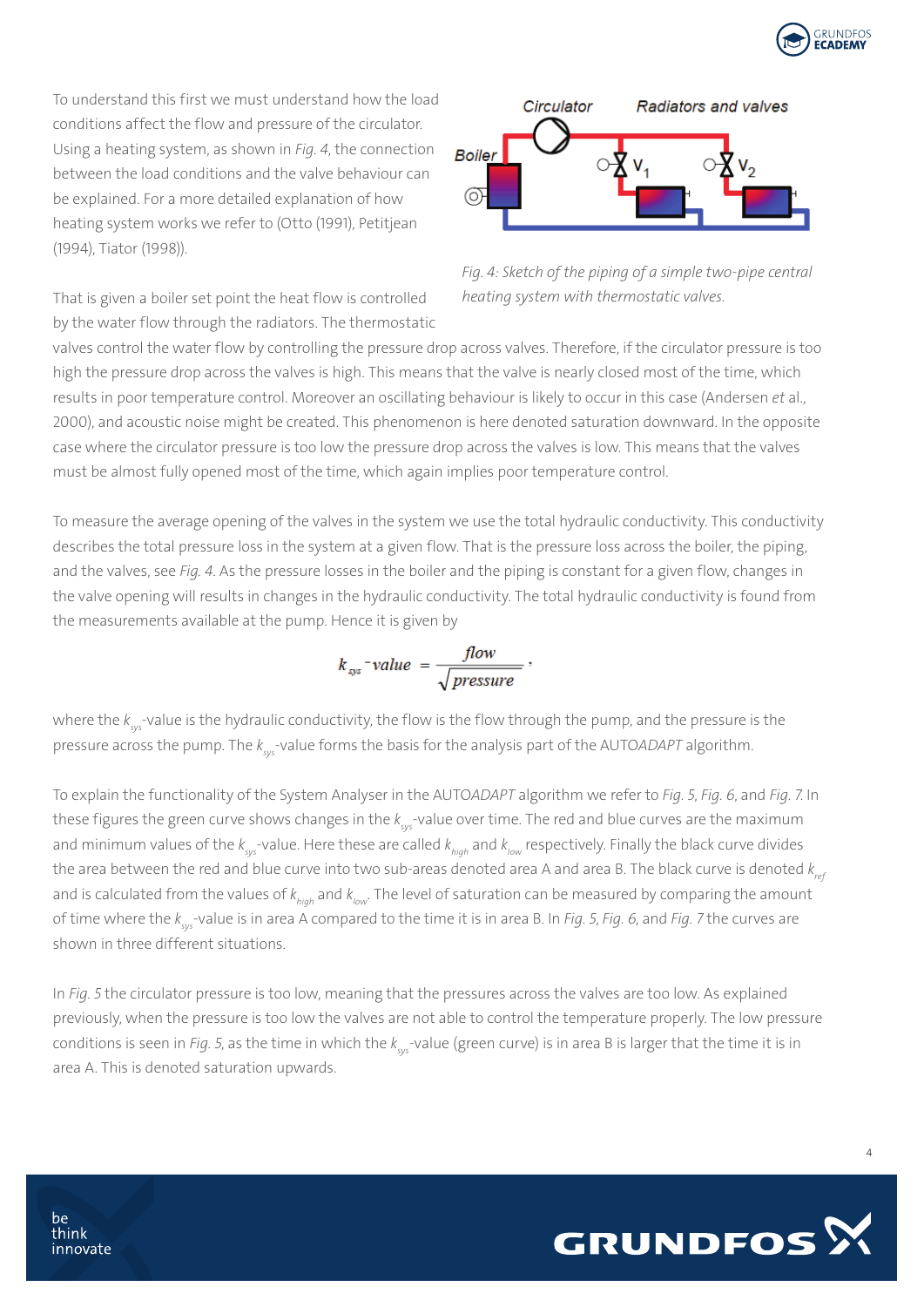To understand this first we must understand how the load conditions affect the flow and pressure of the circulator. Using a heating system, as shown in *Fig. 4*, the connection between the load conditions and the valve behaviour can be explained. For a more detailed explanation of how heating system works we refer to (Otto (1991), Petitjean (1994), Tiator (1998)).

*Fig. 4: Sketch of the piping of a simple two-pipe central heating system with thermostatic valves.*

That is given a boiler set point the heat flow is controlled by the water flow through the radiators. The thermostatic valves control the water flow by controlling the pressure drop across valves. Therefore, if the circulator pressure is too high the pressure drop across the valves is high. This means that the valve is nearly closed most of the time, which results in poor temperature control. Moreover an oscillating behaviour is likely to occur in this case (Andersen *et* al., 2000), and acoustic noise might be created. This phenomenon is here denoted saturation downward. In the opposite case where the circulator pressure is too low the pressure drop across the valves is low. This means that the valves must be almost fully opened most of the time, which again implies poor temperature control.

To measure the average opening of the valves in the system we use the total hydraulic conductivity. This conductivity describes the total pressure loss in the system at a given flow. That is the pressure loss across the boiler, the piping, and the valves, see *Fig. 4*. As the pressure losses in the boiler and the piping is constant for a given flow, changes in the valve opening will results in changes in the hydraulic conductivity. The total hydraulic conductivity is found from the measurements available at the pump. Hence it is given by

$$k_{sys}\text{-}value = \frac{flow}{\sqrt{pressure}},$$

where the $k_{sys}$-value is the hydraulic conductivity, the flow is the flow through the pump, and the pressure is the pressure across the pump. The $k_{sys}$-value forms the basis for the analysis part of the AUTO*ADAPT* algorithm.

To explain the functionality of the System Analyser in the AUTO*ADAPT* algorithm we refer to *Fig. 5*, *Fig. 6*, and *Fig. 7*. In these figures the green curve shows changes in the $k_{sys}$-value over time. The red and blue curves are the maximum and minimum values of the $k_{sys}$-value. Here these are called $k_{high}$ and $k_{low}$ respectively. Finally the black curve divides the area between the red and blue curve into two sub-areas denoted area A and area B. The black curve is denoted $k_{ref}$ and is calculated from the values of $k_{high}$ and $k_{low}$. The level of saturation can be measured by comparing the amount of time where the $k_{sys}$-value is in area A compared to the time it is in area B. In *Fig. 5*, *Fig. 6*, and *Fig. 7* the curves are shown in three different situations.

In *Fig. 5* the circulator pressure is too low, meaning that the pressures across the valves are too low. As explained previously, when the pressure is too low the valves are not able to control the temperature properly. The low pressure conditions is seen in *Fig. 5*, as the time in which the $k_{sys}$-value (green curve) is in area B is larger that the time it is in area A. This is denoted saturation upwards.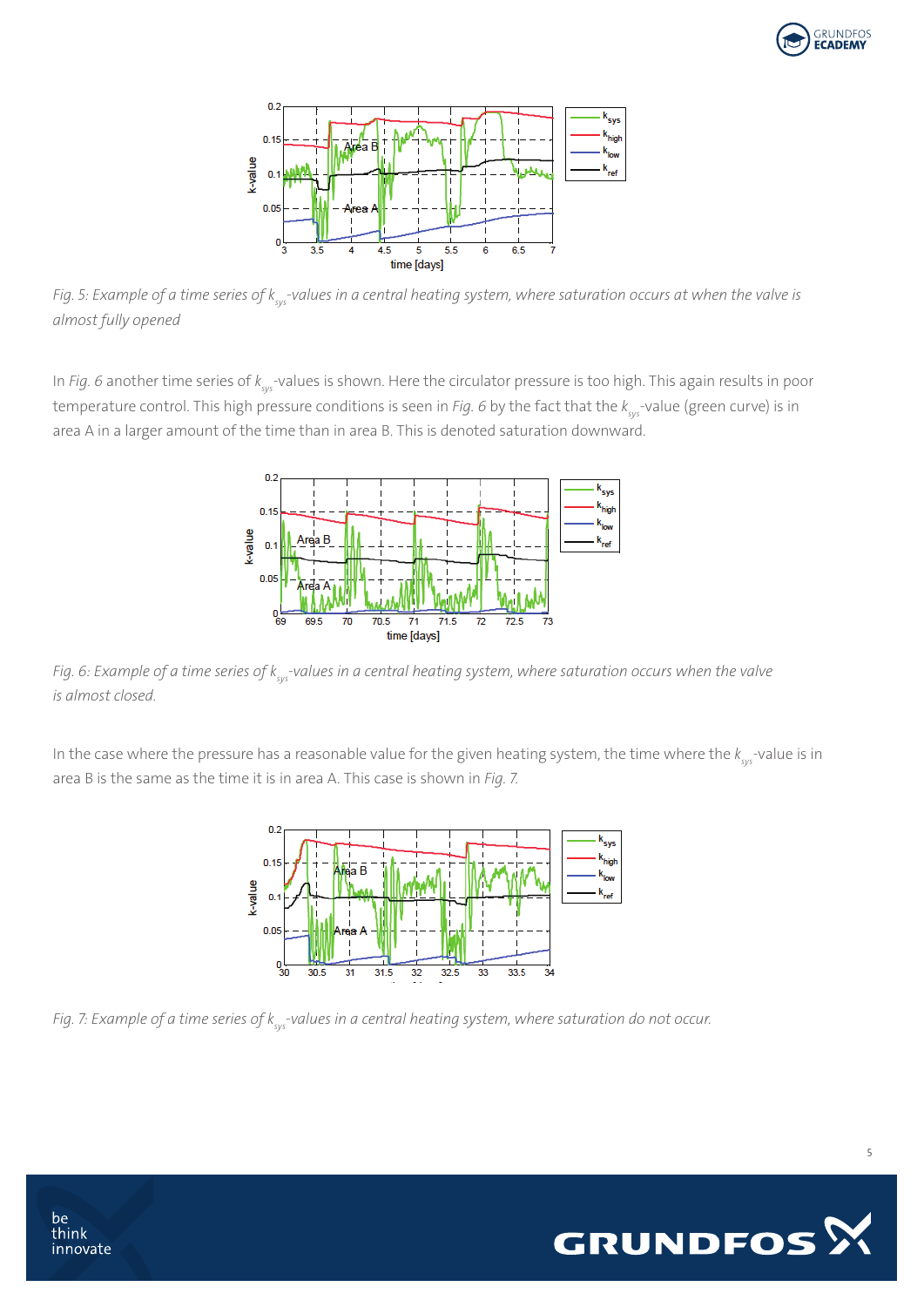*Fig. 5: Example of a time series of $k_{sys}$-values in a central heating system, where saturation occurs at when the valve is almost fully opened*

In *Fig. 6* another time series of $k_{sys}$-values is shown. Here the circulator pressure is too high. This again results in poor temperature control. This high pressure conditions is seen in *Fig. 6* by the fact that the $k_{sys}$-value (green curve) is in area A in a larger amount of the time than in area B. This is denoted saturation downward.

*Fig. 6: Example of a time series of $k_{sys}$-values in a central heating system, where saturation occurs when the valve is almost closed.*

In the case where the pressure has a reasonable value for the given heating system, the time where the $k_{sys}$-value is in area B is the same as the time it is in area A. This case is shown in *Fig. 7*.

*Fig. 7: Example of a time series of $k_{sys}$-values in a central heating system, where saturation do not occur.*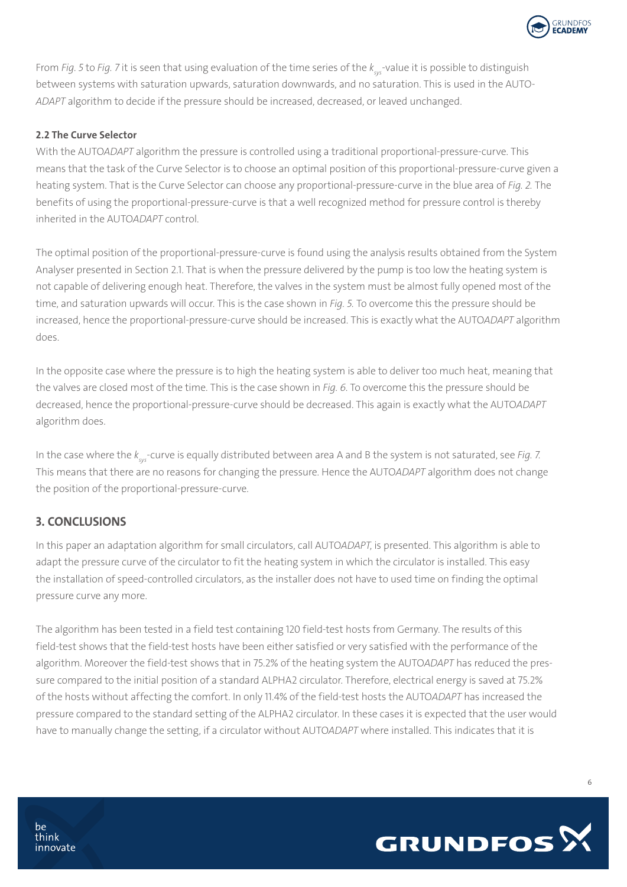From *Fig. 5* to *Fig. 7* it is seen that using evaluation of the time series of the $k_{sys}$-value it is possible to distinguish between systems with saturation upwards, saturation downwards, and no saturation. This is used in the AUTO-*ADAPT* algorithm to decide if the pressure should be increased, decreased, or leaved unchanged.

### 2.2 The Curve Selector

With the AUTO*ADAPT* algorithm the pressure is controlled using a traditional proportional-pressure-curve. This means that the task of the Curve Selector is to choose an optimal position of this proportional-pressure-curve given a heating system. That is the Curve Selector can choose any proportional-pressure-curve in the blue area of *Fig. 2.* The benefits of using the proportional-pressure-curve is that a well recognized method for pressure control is thereby inherited in the AUTO*ADAPT* control.

The optimal position of the proportional-pressure-curve is found using the analysis results obtained from the System Analyser presented in Section 2.1. That is when the pressure delivered by the pump is too low the heating system is not capable of delivering enough heat. Therefore, the valves in the system must be almost fully opened most of the time, and saturation upwards will occur. This is the case shown in *Fig. 5.* To overcome this the pressure should be increased, hence the proportional-pressure-curve should be increased. This is exactly what the AUTO*ADAPT* algorithm does.

In the opposite case where the pressure is to high the heating system is able to deliver too much heat, meaning that the valves are closed most of the time. This is the case shown in *Fig. 6*. To overcome this the pressure should be decreased, hence the proportional-pressure-curve should be decreased. This again is exactly what the AUTO*ADAPT* algorithm does.

In the case where the $k_{sys}$-curve is equally distributed between area A and B the system is not saturated, see *Fig. 7.* This means that there are no reasons for changing the pressure. Hence the AUTO*ADAPT* algorithm does not change the position of the proportional-pressure-curve.

## 3. CONCLUSIONS

In this paper an adaptation algorithm for small circulators, call AUTO*ADAPT*, is presented. This algorithm is able to adapt the pressure curve of the circulator to fit the heating system in which the circulator is installed. This easy the installation of speed-controlled circulators, as the installer does not have to used time on finding the optimal pressure curve any more.

The algorithm has been tested in a field test containing 120 field-test hosts from Germany. The results of this field-test shows that the field-test hosts have been either satisfied or very satisfied with the performance of the algorithm. Moreover the field-test shows that in 75.2% of the heating system the AUTO*ADAPT* has reduced the pressure compared to the initial position of a standard ALPHA2 circulator. Therefore, electrical energy is saved at 75.2% of the hosts without affecting the comfort. In only 11.4% of the field-test hosts the AUTO*ADAPT* has increased the pressure compared to the standard setting of the ALPHA2 circulator. In these cases it is expected that the user would have to manually change the setting, if a circulator without AUTO*ADAPT* where installed. This indicates that it is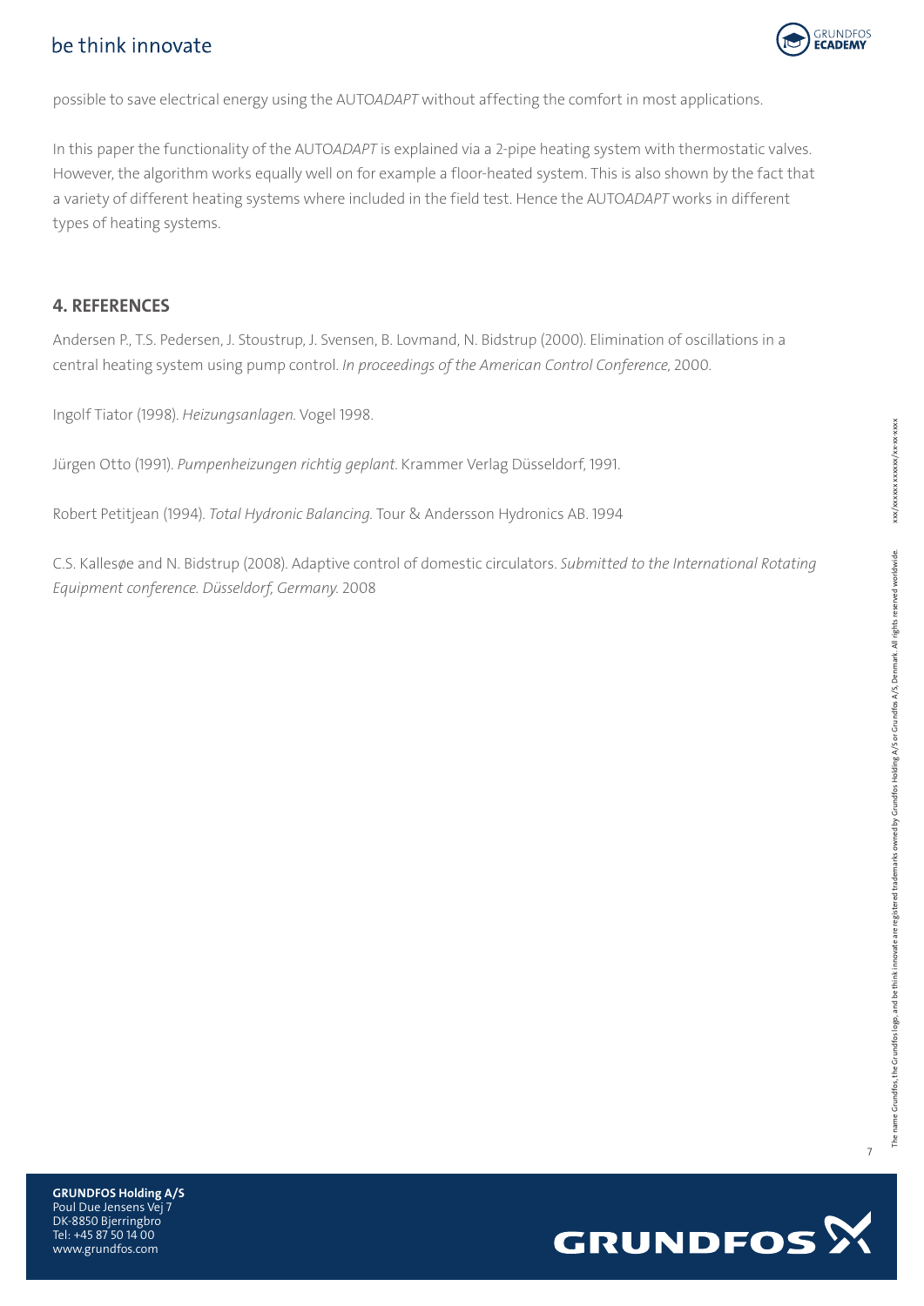possible to save electrical energy using the AUTO*ADAPT* without affecting the comfort in most applications.

In this paper the functionality of the AUTO*ADAPT* is explained via a 2-pipe heating system with thermostatic valves. However, the algorithm works equally well on for example a floor-heated system. This is also shown by the fact that a variety of different heating systems where included in the field test. Hence the AUTO*ADAPT* works in different types of heating systems.

## 4. REFERENCES

Andersen P., T.S. Pedersen, J. Stoustrup, J. Svensen, B. Lovmand, N. Bidstrup (2000). Elimination of oscillations in a central heating system using pump control. *In proceedings of the American Control Conference*, 2000.

Ingolf Tiator (1998). *Heizungsanlagen*. Vogel 1998.

Jürgen Otto (1991). *Pumpenheizungen richtig geplant*. Krammer Verlag Düsseldorf, 1991.

Robert Petitjean (1994). *Total Hydronic Balancing*. Tour & Andersson Hydronics AB. 1994

C.S. Kallesøe and N. Bidstrup (2008). Adaptive control of domestic circulators. *Submitted to the International Rotating Equipment conference. Düsseldorf, Germany*. 2008

**GRUNDFOS Holding A/S**
Poul Due Jensens Vej 7
DK-8850 Bjerringbro
Tel: +45 87 50 14 00
www.grundfos.com

The name Grundfos, the Grundfos logo, and be think innovate are registered trademarks owned by Grundfos Holding A/S or Grundfos A/S, Denmark. All rights reserved worldwide.